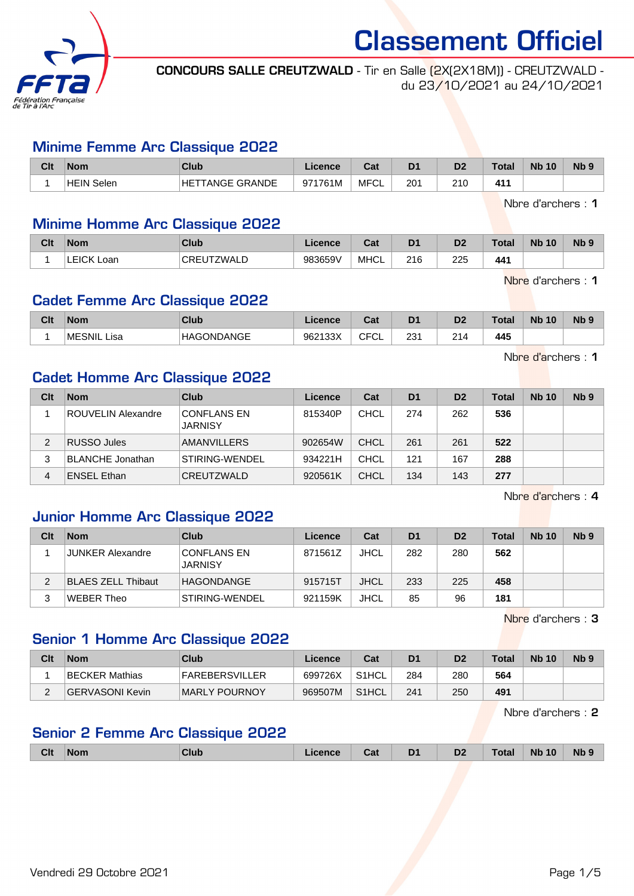# Classement Officiel

**CONCOURS SALLE CREUTZWALD** - Tir en Salle (2X(2X18M)) - CREUTZWALD - du 23/10/2021 au 24/10/2021

## Minime Femme Arc Classique 2022

| Clt | Nom | Club | Licence | Cat | D1 | D2 | Total | Nb 10 | Nb 9 |
|---|---|---|---|---|---|---|---|---|---|
| 1 | HEIN Selen | HETTANGE GRANDE | 971761M | MFCL | 201 | 210 | **411** | | |

Nbre d'archers : **1**

## Minime Homme Arc Classique 2022

| Clt | Nom | Club | Licence | Cat | D1 | D2 | Total | Nb 10 | Nb 9 |
|---|---|---|---|---|---|---|---|---|---|
| 1 | LEICK Loan | CREUTZWALD | 983659V | MHCL | 216 | 225 | **441** | | |

Nbre d'archers : **1**

## Cadet Femme Arc Classique 2022

| Clt | Nom | Club | Licence | Cat | D1 | D2 | Total | Nb 10 | Nb 9 |
|---|---|---|---|---|---|---|---|---|---|
| 1 | MESNIL Lisa | HAGONDANGE | 962133X | CFCL | 231 | 214 | **445** | | |

Nbre d'archers : **1**

## Cadet Homme Arc Classique 2022

| Clt | Nom | Club | Licence | Cat | D1 | D2 | Total | Nb 10 | Nb 9 |
|---|---|---|---|---|---|---|---|---|---|
| 1 | ROUVELIN Alexandre | CONFLANS EN JARNISY | 815340P | CHCL | 274 | 262 | **536** | | |
| 2 | RUSSO Jules | AMANVILLERS | 902654W | CHCL | 261 | 261 | **522** | | |
| 3 | BLANCHE Jonathan | STIRING-WENDEL | 934221H | CHCL | 121 | 167 | **288** | | |
| 4 | ENSEL Ethan | CREUTZWALD | 920561K | CHCL | 134 | 143 | **277** | | |

Nbre d'archers : **4**

## Junior Homme Arc Classique 2022

| Clt | Nom | Club | Licence | Cat | D1 | D2 | Total | Nb 10 | Nb 9 |
|---|---|---|---|---|---|---|---|---|---|
| 1 | JUNKER Alexandre | CONFLANS EN JARNISY | 871561Z | JHCL | 282 | 280 | **562** | | |
| 2 | BLAES ZELL Thibaut | HAGONDANGE | 915715T | JHCL | 233 | 225 | **458** | | |
| 3 | WEBER Theo | STIRING-WENDEL | 921159K | JHCL | 85 | 96 | **181** | | |

Nbre d'archers : **3**

## Senior 1 Homme Arc Classique 2022

| Clt | Nom | Club | Licence | Cat | D1 | D2 | Total | Nb 10 | Nb 9 |
|---|---|---|---|---|---|---|---|---|---|
| 1 | BECKER Mathias | FAREBERSVILLER | 699726X | S1HCL | 284 | 280 | **564** | | |
| 2 | GERVASONI Kevin | MARLY POURNOY | 969507M | S1HCL | 241 | 250 | **491** | | |

Nbre d'archers : **2**

## Senior 2 Femme Arc Classique 2022

| Clt | Nom | Club | Licence | Cat | D1 | D2 | Total | Nb 10 | Nb 9 |
|---|---|---|---|---|---|---|---|---|---|

Vendredi 29 Octobre 2021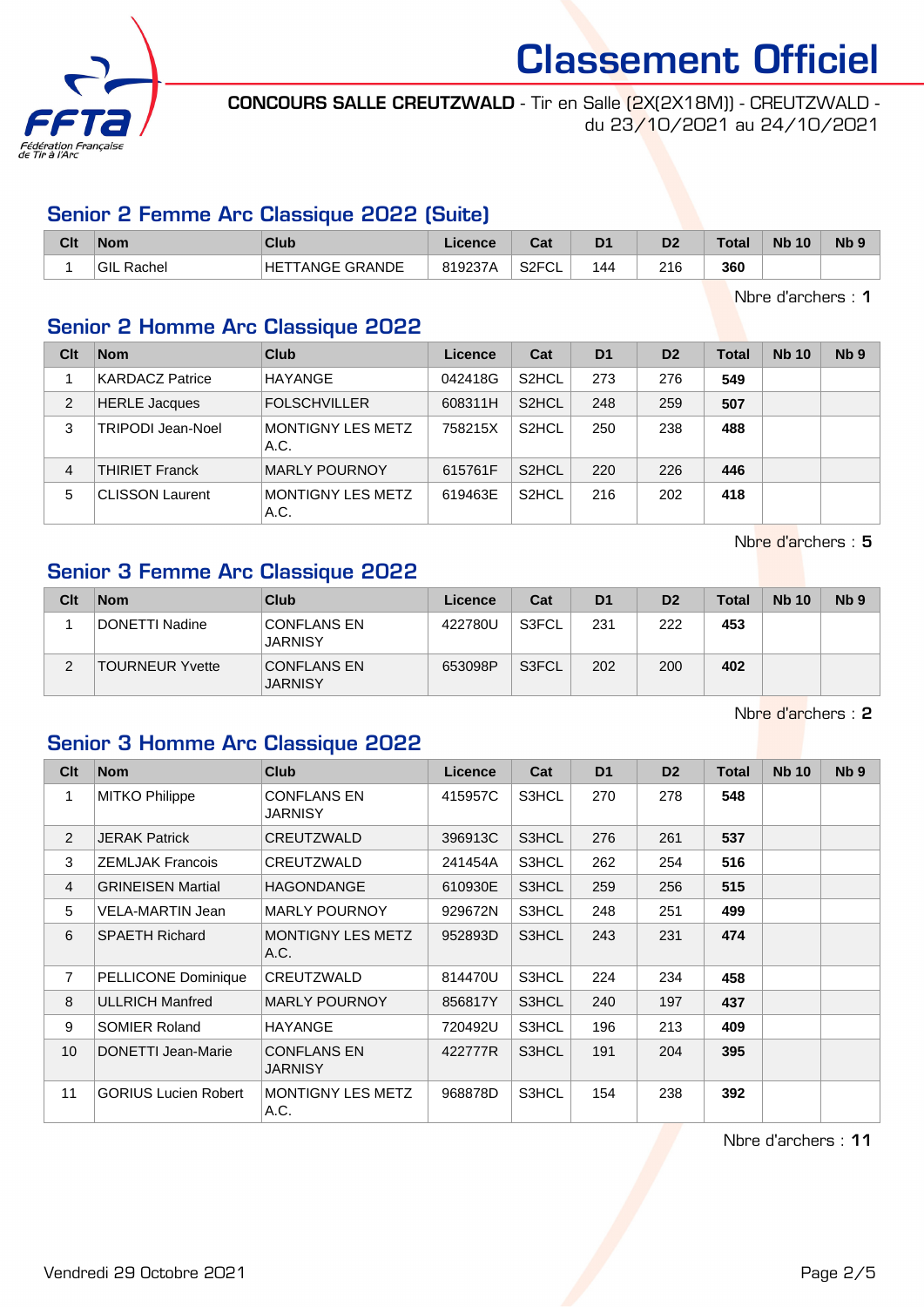# Classement Officiel

**CONCOURS SALLE CREUTZWALD** - Tir en Salle (2X(2X18M)) - CREUTZWALD - du 23/10/2021 au 24/10/2021

## Senior 2 Femme Arc Classique 2022 (Suite)

| Clt | Nom | Club | Licence | Cat | D1 | D2 | Total | Nb 10 | Nb 9 |
|---|---|---|---|---|---|---|---|---|---|
| 1 | GIL Rachel | HETTANGE GRANDE | 819237A | S2FCL | 144 | 216 | **360** | | |

Nbre d'archers : **1**

## Senior 2 Homme Arc Classique 2022

| Clt | Nom | Club | Licence | Cat | D1 | D2 | Total | Nb 10 | Nb 9 |
|---|---|---|---|---|---|---|---|---|---|
| 1 | KARDACZ Patrice | HAYANGE | 042418G | S2HCL | 273 | 276 | **549** | | |
| 2 | HERLE Jacques | FOLSCHVILLER | 608311H | S2HCL | 248 | 259 | **507** | | |
| 3 | TRIPODI Jean-Noel | MONTIGNY LES METZ A.C. | 758215X | S2HCL | 250 | 238 | **488** | | |
| 4 | THIRIET Franck | MARLY POURNOY | 615761F | S2HCL | 220 | 226 | **446** | | |
| 5 | CLISSON Laurent | MONTIGNY LES METZ A.C. | 619463E | S2HCL | 216 | 202 | **418** | | |

Nbre d'archers : **5**

## Senior 3 Femme Arc Classique 2022

| Clt | Nom | Club | Licence | Cat | D1 | D2 | Total | Nb 10 | Nb 9 |
|---|---|---|---|---|---|---|---|---|---|
| 1 | DONETTI Nadine | CONFLANS EN JARNISY | 422780U | S3FCL | 231 | 222 | **453** | | |
| 2 | TOURNEUR Yvette | CONFLANS EN JARNISY | 653098P | S3FCL | 202 | 200 | **402** | | |

Nbre d'archers : **2**

## Senior 3 Homme Arc Classique 2022

| Clt | Nom | Club | Licence | Cat | D1 | D2 | Total | Nb 10 | Nb 9 |
|---|---|---|---|---|---|---|---|---|---|
| 1 | MITKO Philippe | CONFLANS EN JARNISY | 415957C | S3HCL | 270 | 278 | **548** | | |
| 2 | JERAK Patrick | CREUTZWALD | 396913C | S3HCL | 276 | 261 | **537** | | |
| 3 | ZEMLJAK Francois | CREUTZWALD | 241454A | S3HCL | 262 | 254 | **516** | | |
| 4 | GRINEISEN Martial | HAGONDANGE | 610930E | S3HCL | 259 | 256 | **515** | | |
| 5 | VELA-MARTIN Jean | MARLY POURNOY | 929672N | S3HCL | 248 | 251 | **499** | | |
| 6 | SPAETH Richard | MONTIGNY LES METZ A.C. | 952893D | S3HCL | 243 | 231 | **474** | | |
| 7 | PELLICONE Dominique | CREUTZWALD | 814470U | S3HCL | 224 | 234 | **458** | | |
| 8 | ULLRICH Manfred | MARLY POURNOY | 856817Y | S3HCL | 240 | 197 | **437** | | |
| 9 | SOMIER Roland | HAYANGE | 720492U | S3HCL | 196 | 213 | **409** | | |
| 10 | DONETTI Jean-Marie | CONFLANS EN JARNISY | 422777R | S3HCL | 191 | 204 | **395** | | |
| 11 | GORIUS Lucien Robert | MONTIGNY LES METZ A.C. | 968878D | S3HCL | 154 | 238 | **392** | | |

Nbre d'archers : **11**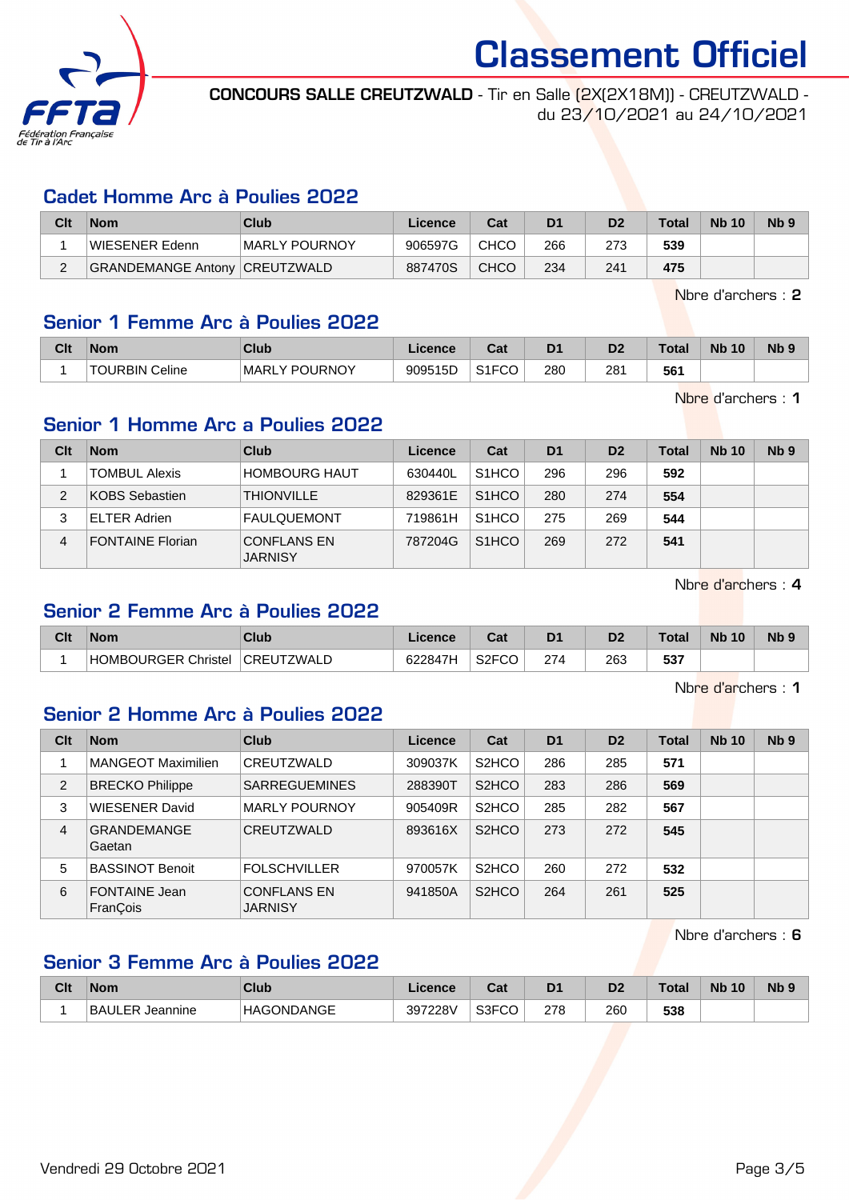# Classement Officiel

**CONCOURS SALLE CREUTZWALD** - Tir en Salle (2X(2X18M)) - CREUTZWALD - du 23/10/2021 au 24/10/2021

## Cadet Homme Arc à Poulies 2022

| Clt | Nom | Club | Licence | Cat | D1 | D2 | Total | Nb 10 | Nb 9 |
|---|---|---|---|---|---|---|---|---|---|
| 1 | WIESENER Edenn | MARLY POURNOY | 906597G | CHCO | 266 | 273 | **539** | | |
| 2 | GRANDEMANGE Antony | CREUTZWALD | 887470S | CHCO | 234 | 241 | **475** | | |

Nbre d'archers : **2**

## Senior 1 Femme Arc à Poulies 2022

| Clt | Nom | Club | Licence | Cat | D1 | D2 | Total | Nb 10 | Nb 9 |
|---|---|---|---|---|---|---|---|---|---|
| 1 | TOURBIN Celine | MARLY POURNOY | 909515D | S1FCO | 280 | 281 | **561** | | |

Nbre d'archers : **1**

## Senior 1 Homme Arc a Poulies 2022

| Clt | Nom | Club | Licence | Cat | D1 | D2 | Total | Nb 10 | Nb 9 |
|---|---|---|---|---|---|---|---|---|---|
| 1 | TOMBUL Alexis | HOMBOURG HAUT | 630440L | S1HCO | 296 | 296 | **592** | | |
| 2 | KOBS Sebastien | THIONVILLE | 829361E | S1HCO | 280 | 274 | **554** | | |
| 3 | ELTER Adrien | FAULQUEMONT | 719861H | S1HCO | 275 | 269 | **544** | | |
| 4 | FONTAINE Florian | CONFLANS EN JARNISY | 787204G | S1HCO | 269 | 272 | **541** | | |

Nbre d'archers : **4**

## Senior 2 Femme Arc à Poulies 2022

| Clt | Nom | Club | Licence | Cat | D1 | D2 | Total | Nb 10 | Nb 9 |
|---|---|---|---|---|---|---|---|---|---|
| 1 | HOMBOURGER Christel | CREUTZWALD | 622847H | S2FCO | 274 | 263 | **537** | | |

Nbre d'archers : **1**

## Senior 2 Homme Arc à Poulies 2022

| Clt | Nom | Club | Licence | Cat | D1 | D2 | Total | Nb 10 | Nb 9 |
|---|---|---|---|---|---|---|---|---|---|
| 1 | MANGEOT Maximilien | CREUTZWALD | 309037K | S2HCO | 286 | 285 | **571** | | |
| 2 | BRECKO Philippe | SARREGUEMINES | 288390T | S2HCO | 283 | 286 | **569** | | |
| 3 | WIESENER David | MARLY POURNOY | 905409R | S2HCO | 285 | 282 | **567** | | |
| 4 | GRANDEMANGE Gaetan | CREUTZWALD | 893616X | S2HCO | 273 | 272 | **545** | | |
| 5 | BASSINOT Benoit | FOLSCHVILLER | 970057K | S2HCO | 260 | 272 | **532** | | |
| 6 | FONTAINE Jean FranÇois | CONFLANS EN JARNISY | 941850A | S2HCO | 264 | 261 | **525** | | |

Nbre d'archers : **6**

## Senior 3 Femme Arc à Poulies 2022

| Clt | Nom | Club | Licence | Cat | D1 | D2 | Total | Nb 10 | Nb 9 |
|---|---|---|---|---|---|---|---|---|---|
| 1 | BAULER Jeannine | HAGONDANGE | 397228V | S3FCO | 278 | 260 | **538** | | |

Vendredi 29 Octobre 2021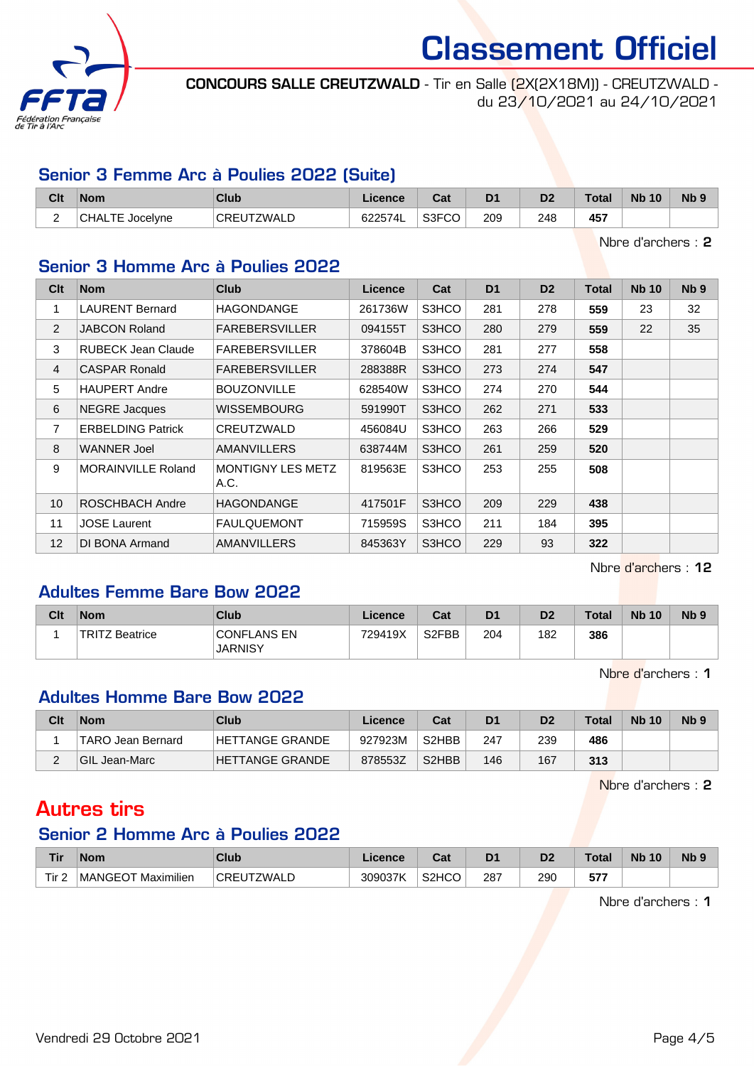# Classement Officiel

**CONCOURS SALLE CREUTZWALD** - Tir en Salle (2X(2X18M)) - CREUTZWALD - du 23/10/2021 au 24/10/2021

## Senior 3 Femme Arc à Poulies 2022 (Suite)

| Clt | Nom | Club | Licence | Cat | D1 | D2 | Total | Nb 10 | Nb 9 |
|---|---|---|---|---|---|---|---|---|---|
| 2 | CHALTE Jocelyne | CREUTZWALD | 622574L | S3FCO | 209 | 248 | **457** | | |

Nbre d'archers : **2**

## Senior 3 Homme Arc à Poulies 2022

| Clt | Nom | Club | Licence | Cat | D1 | D2 | Total | Nb 10 | Nb 9 |
|---|---|---|---|---|---|---|---|---|---|
| 1 | LAURENT Bernard | HAGONDANGE | 261736W | S3HCO | 281 | 278 | **559** | 23 | 32 |
| 2 | JABCON Roland | FAREBERSVILLER | 094155T | S3HCO | 280 | 279 | **559** | 22 | 35 |
| 3 | RUBECK Jean Claude | FAREBERSVILLER | 378604B | S3HCO | 281 | 277 | **558** | | |
| 4 | CASPAR Ronald | FAREBERSVILLER | 288388R | S3HCO | 273 | 274 | **547** | | |
| 5 | HAUPERT Andre | BOUZONVILLE | 628540W | S3HCO | 274 | 270 | **544** | | |
| 6 | NEGRE Jacques | WISSEMBOURG | 591990T | S3HCO | 262 | 271 | **533** | | |
| 7 | ERBELDING Patrick | CREUTZWALD | 456084U | S3HCO | 263 | 266 | **529** | | |
| 8 | WANNER Joel | AMANVILLERS | 638744M | S3HCO | 261 | 259 | **520** | | |
| 9 | MORAINVILLE Roland | MONTIGNY LES METZ A.C. | 819563E | S3HCO | 253 | 255 | **508** | | |
| 10 | ROSCHBACH Andre | HAGONDANGE | 417501F | S3HCO | 209 | 229 | **438** | | |
| 11 | JOSE Laurent | FAULQUEMONT | 715959S | S3HCO | 211 | 184 | **395** | | |
| 12 | DI BONA Armand | AMANVILLERS | 845363Y | S3HCO | 229 | 93 | **322** | | |

Nbre d'archers : **12**

## Adultes Femme Bare Bow 2022

| Clt | Nom | Club | Licence | Cat | D1 | D2 | Total | Nb 10 | Nb 9 |
|---|---|---|---|---|---|---|---|---|---|
| 1 | TRITZ Beatrice | CONFLANS EN JARNISY | 729419X | S2FBB | 204 | 182 | **386** | | |

Nbre d'archers : **1**

## Adultes Homme Bare Bow 2022

| Clt | Nom | Club | Licence | Cat | D1 | D2 | Total | Nb 10 | Nb 9 |
|---|---|---|---|---|---|---|---|---|---|
| 1 | TARO Jean Bernard | HETTANGE GRANDE | 927923M | S2HBB | 247 | 239 | **486** | | |
| 2 | GIL Jean-Marc | HETTANGE GRANDE | 878553Z | S2HBB | 146 | 167 | **313** | | |

Nbre d'archers : **2**

# Autres tirs

## Senior 2 Homme Arc à Poulies 2022

| Tir | Nom | Club | Licence | Cat | D1 | D2 | Total | Nb 10 | Nb 9 |
|---|---|---|---|---|---|---|---|---|---|
| Tir 2 | MANGEOT Maximilien | CREUTZWALD | 309037K | S2HCO | 287 | 290 | **577** | | |

Nbre d'archers : **1**

Vendredi 29 Octobre 2021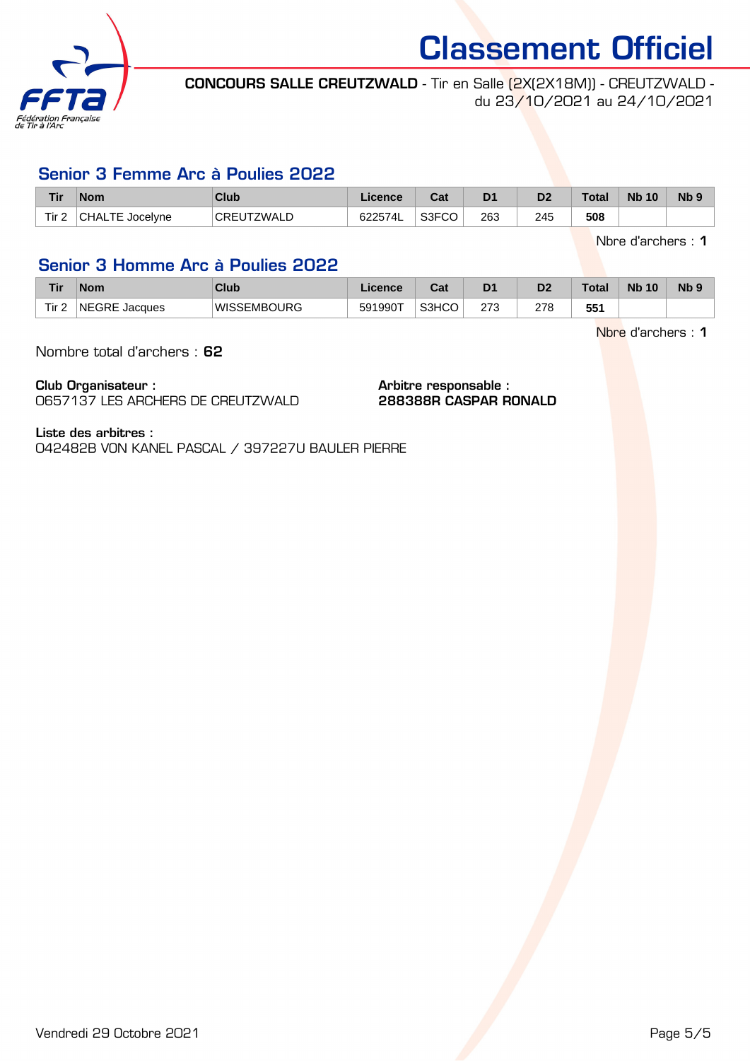# Classement Officiel

**CONCOURS SALLE CREUTZWALD** - Tir en Salle (2X(2X18M)) - CREUTZWALD - du 23/10/2021 au 24/10/2021

## Senior 3 Femme Arc à Poulies 2022

| Tir | Nom | Club | Licence | Cat | D1 | D2 | Total | Nb 10 | Nb 9 |
|---|---|---|---|---|---|---|---|---|---|
| Tir 2 | CHALTE Jocelyne | CREUTZWALD | 622574L | S3FCO | 263 | 245 | **508** | | |

Nbre d'archers : **1**

## Senior 3 Homme Arc à Poulies 2022

| Tir | Nom | Club | Licence | Cat | D1 | D2 | Total | Nb 10 | Nb 9 |
|---|---|---|---|---|---|---|---|---|---|
| Tir 2 | NEGRE Jacques | WISSEMBOURG | 591990T | S3HCO | 273 | 278 | **551** | | |

Nbre d'archers : **1**

Nombre total d'archers : **62**

**Club Organisateur :**
0657137 LES ARCHERS DE CREUTZWALD

**Arbitre responsable :**
**288388R CASPAR RONALD**

**Liste des arbitres :**
042482B VON KANEL PASCAL / 397227U BAULER PIERRE

Vendredi 29 Octobre 2021